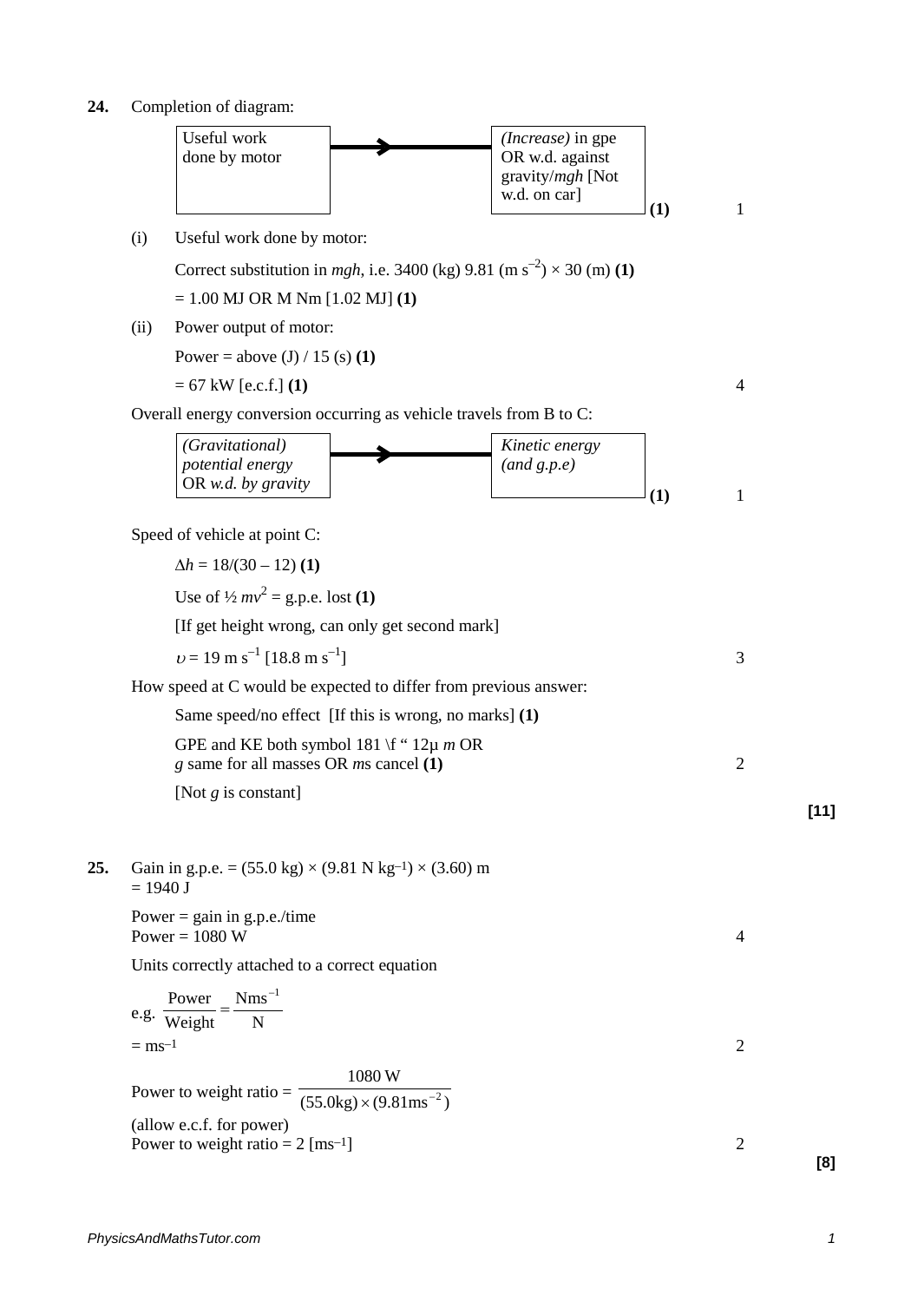**24.** Completion of diagram:

| Useful work done by motor | → | *(Increase)* in gpe OR w.d. against gravity/*mgh* [Not w.d. on car] | **(1)** | 1 |
|---|---|---|---|---|

(i) Useful work done by motor:

Correct substitution in *mgh*, i.e. 3400 (kg) 9.81 (m s$^{-2}$) × 30 (m) **(1)**

= 1.00 MJ OR M Nm [1.02 MJ] **(1)**

(ii) Power output of motor:

Power = above (J) / 15 (s) **(1)**

= 67 kW [e.c.f.] **(1)** — 4

Overall energy conversion occurring as vehicle travels from B to C:

| *(Gravitational) potential energy* OR *w.d. by gravity* | → | *Kinetic energy (and g.p.e)* | **(1)** | 1 |
|---|---|---|---|---|

Speed of vehicle at point C:

$\Delta h$ = 18/(30 – 12) **(1)**

Use of ½ $mv^2$ = g.p.e. lost **(1)**

[If get height wrong, can only get second mark]

$v$ = 19 m s$^{-1}$ [18.8 m s$^{-1}$] — 3

How speed at C would be expected to differ from previous answer:

Same speed/no effect [If this is wrong, no marks] **(1)**

GPE and KE both symbol 181 \f " 12µ *m* OR
*g* same for all masses OR *m*s cancel **(1)** — 2

[Not *g* is constant]

**[11]**

**25.** Gain in g.p.e. = (55.0 kg) × (9.81 N kg$^{-1}$) × (3.60) m
= 1940 J

Power = gain in g.p.e./time
Power = 1080 W — 4

Units correctly attached to a correct equation

e.g. $\dfrac{\text{Power}}{\text{Weight}} = \dfrac{\text{Nms}^{-1}}{\text{N}}$

= ms$^{-1}$ — 2

Power to weight ratio = $\dfrac{1080\ \text{W}}{(55.0\text{kg}) \times (9.81\text{ms}^{-2})}$

(allow e.c.f. for power)
Power to weight ratio = 2 [ms$^{-1}$] — 2

**[8]**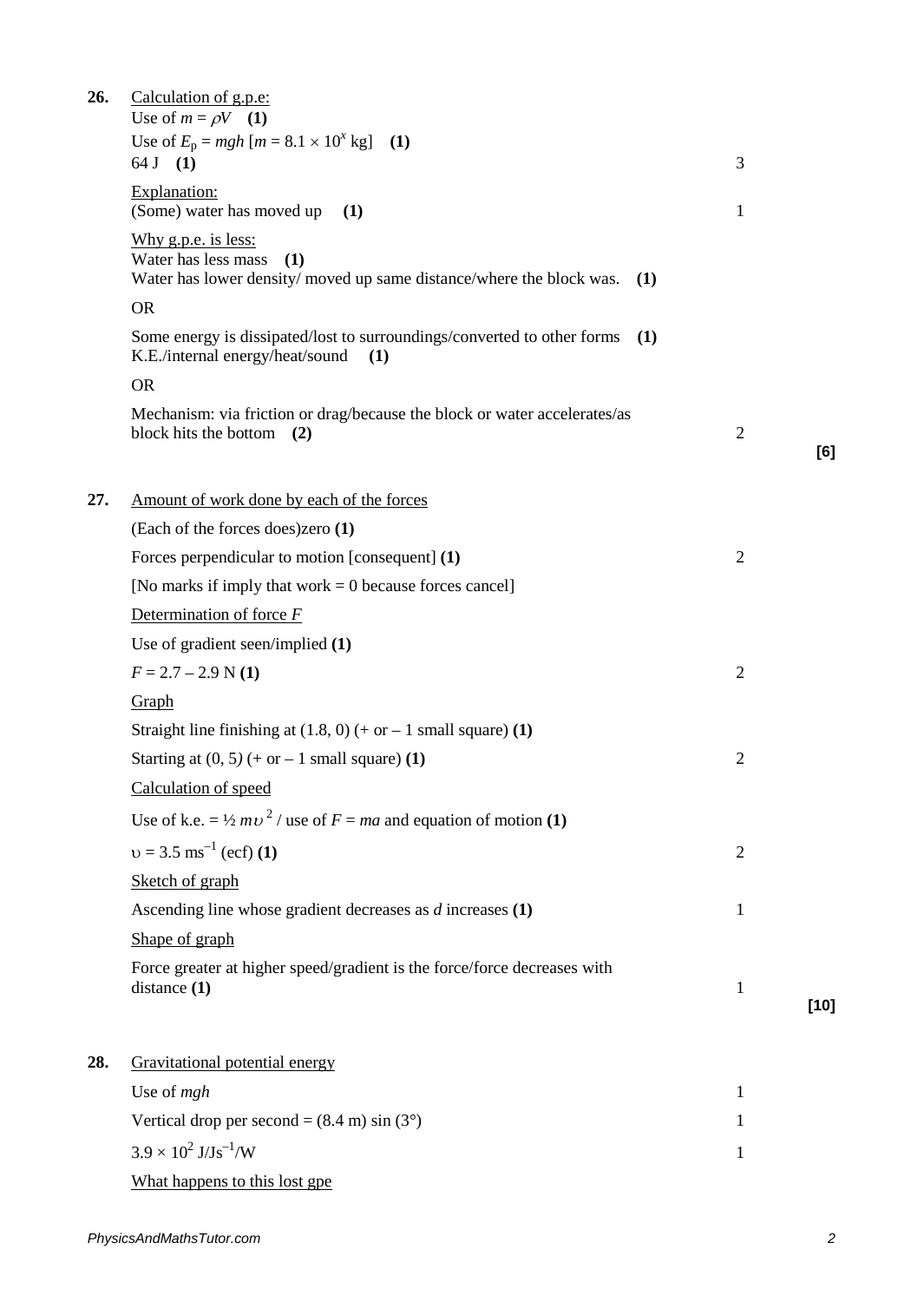**26.** Calculation of g.p.e:

Use of $m = \rho V$ **(1)**

Use of $E_p = mgh$ [$m = 8.1 \times 10^x$ kg] **(1)**

64 J **(1)** — 3

Explanation:

(Some) water has moved up **(1)** — 1

Why g.p.e. is less:

Water has less mass **(1)**

Water has lower density/ moved up same distance/where the block was. **(1)**

OR

Some energy is dissipated/lost to surroundings/converted to other forms **(1)**

K.E./internal energy/heat/sound **(1)**

OR

Mechanism: via friction or drag/because the block or water accelerates/as block hits the bottom **(2)** — 2

**[6]**

**27.** Amount of work done by each of the forces

(Each of the forces does)zero **(1)**

Forces perpendicular to motion [consequent] **(1)** — 2

[No marks if imply that work = 0 because forces cancel]

Determination of force $F$

Use of gradient seen/implied **(1)**

$F = 2.7 – 2.9$ N **(1)** — 2

Graph

Straight line finishing at (1.8, 0) (+ or – 1 small square) **(1)**

Starting at (0, 5) (+ or – 1 small square) **(1)** — 2

Calculation of speed

Use of k.e. = $\frac{1}{2} m\upsilon^2$ / use of $F = ma$ and equation of motion **(1)**

$\upsilon = 3.5$ ms$^{-1}$ (ecf) **(1)** — 2

Sketch of graph

Ascending line whose gradient decreases as $d$ increases **(1)** — 1

Shape of graph

Force greater at higher speed/gradient is the force/force decreases with distance **(1)** — 1

**[10]**

**28.** Gravitational potential energy

Use of $mgh$ — 1

Vertical drop per second = (8.4 m) sin (3°) — 1

$3.9 \times 10^2$ J/Js$^{-1}$/W — 1

What happens to this lost gpe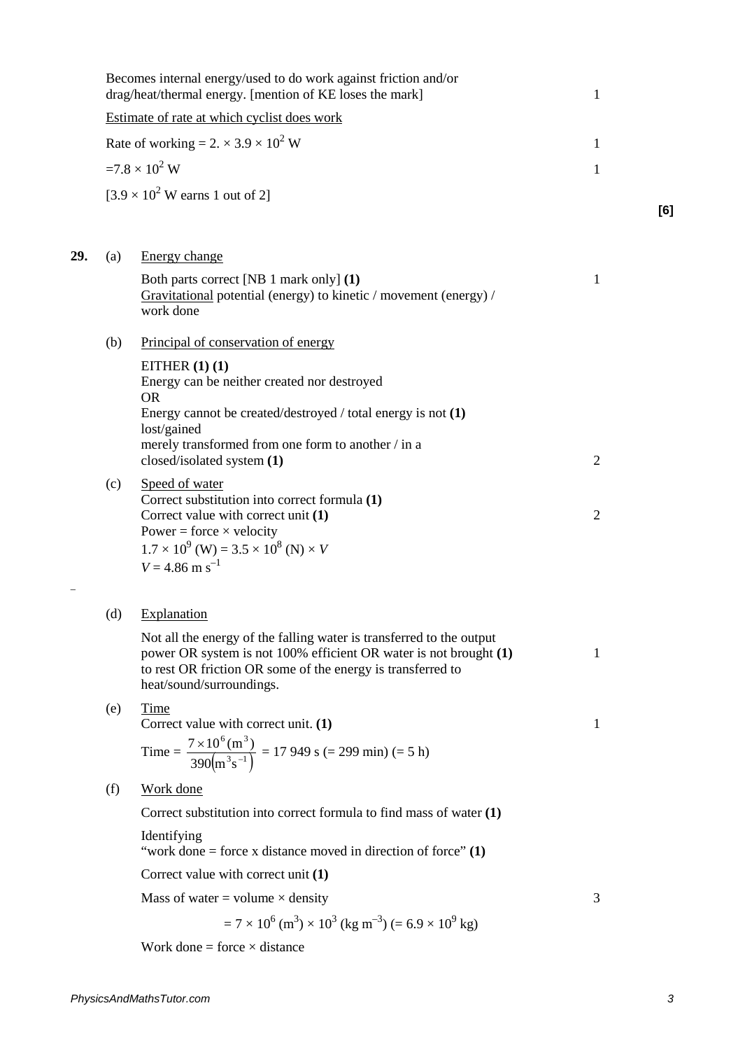Becomes internal energy/used to do work against friction and/or drag/heat/thermal energy. [mention of KE loses the mark] 1

Estimate of rate at which cyclist does work

Rate of working = $2. \times 3.9 \times 10^2$ W 1

$= 7.8 \times 10^2$ W 1

[$3.9 \times 10^2$ W earns 1 out of 2]

**[6]**

**29.** (a) Energy change

Both parts correct [NB 1 mark only] **(1)** 1
Gravitational potential (energy) to kinetic / movement (energy) / work done

(b) Principal of conservation of energy

EITHER **(1) (1)**
Energy can be neither created nor destroyed
OR
Energy cannot be created/destroyed / total energy is not **(1)** lost/gained
merely transformed from one form to another / in a closed/isolated system **(1)** 2

(c) Speed of water
Correct substitution into correct formula **(1)**
Correct value with correct unit **(1)** 2
Power = force × velocity
$1.7 \times 10^9$ (W) = $3.5 \times 10^8$ (N) × $V$
$V = 4.86 \text{ m s}^{-1}$

(d) Explanation

Not all the energy of the falling water is transferred to the output power OR system is not 100% efficient OR water is not brought **(1)** to rest OR friction OR some of the energy is transferred to heat/sound/surroundings. 1

(e) Time
Correct value with correct unit. **(1)** 1

$$\text{Time} = \frac{7 \times 10^6 (\text{m}^3)}{390 (\text{m}^3\text{s}^{-1})} = 17\,949 \text{ s } (= 299 \text{ min}) (= 5 \text{ h})$$

(f) Work done

Correct substitution into correct formula to find mass of water **(1)**

Identifying
"work done = force x distance moved in direction of force" **(1)**

Correct value with correct unit **(1)**

Mass of water = volume × density 3

$= 7 \times 10^6 (\text{m}^3) \times 10^3 (\text{kg m}^{-3}) (= 6.9 \times 10^9 \text{ kg})$

Work done = force × distance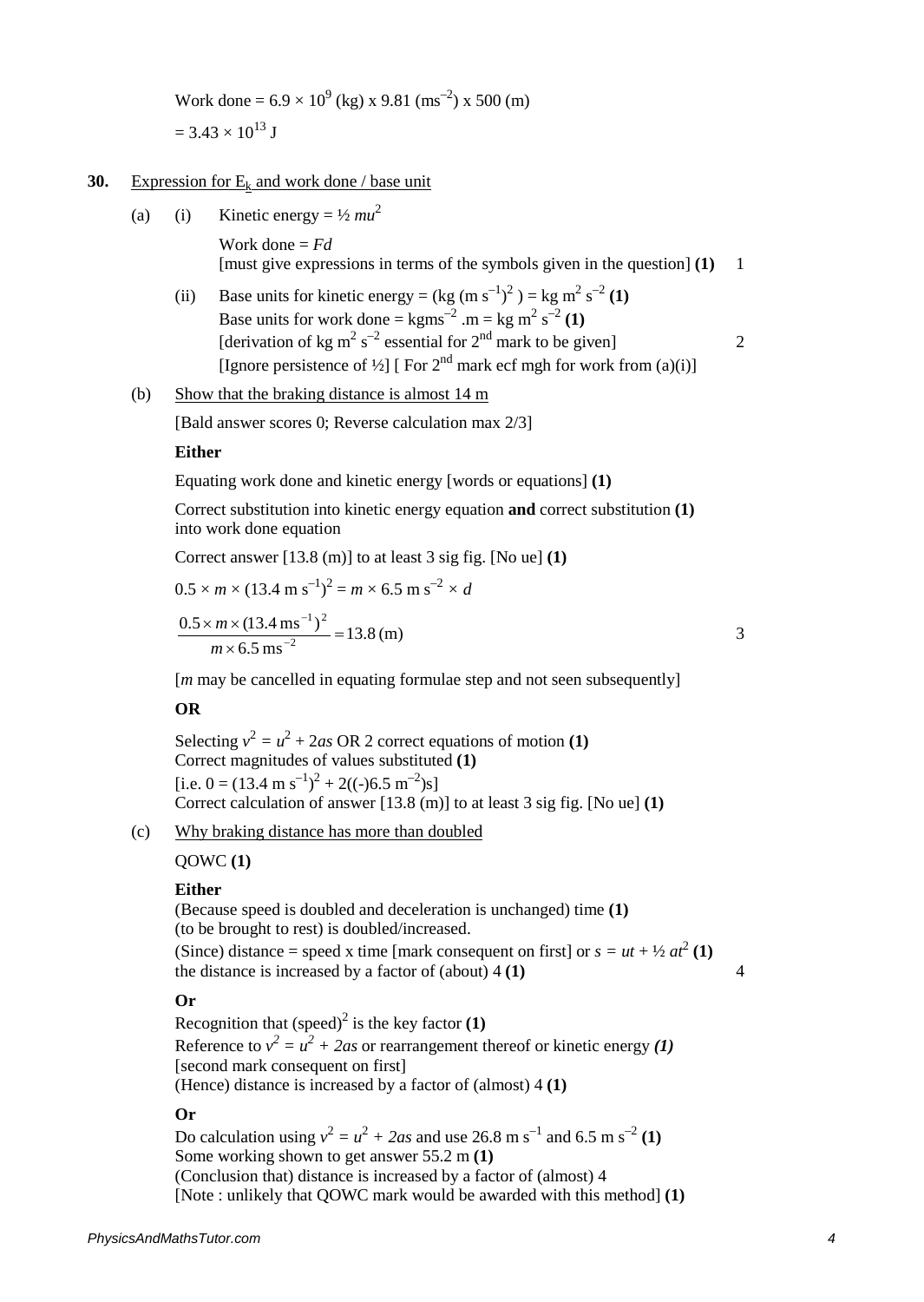Work done = $6.9 \times 10^9$ (kg) x 9.81 ($ms^{-2}$) x 500 (m)

= $3.43 \times 10^{13}$ J

**30.** Expression for $E_k$ and work done / base unit

(a) (i) Kinetic energy = ½ $mu^2$

Work done = $Fd$

[must give expressions in terms of the symbols given in the question] **(1)** 1

(ii) Base units for kinetic energy = (kg (m $s^{-1})^2$ ) = kg $m^2$ $s^{-2}$ **(1)**

Base units for work done = kg$ms^{-2}$ .m = kg $m^2$ $s^{-2}$ **(1)**

[derivation of kg $m^2$ $s^{-2}$ essential for 2nd mark to be given] 2

[Ignore persistence of ½] [ For 2nd mark ecf mgh for work from (a)(i)]

(b) Show that the braking distance is almost 14 m

[Bald answer scores 0; Reverse calculation max 2/3]

**Either**

Equating work done and kinetic energy [words or equations] **(1)**

Correct substitution into kinetic energy equation **and** correct substitution **(1)** into work done equation

Correct answer [13.8 (m)] to at least 3 sig fig. [No ue] **(1)**

$0.5 \times m \times (13.4 \text{ m s}^{-1})^2 = m \times 6.5 \text{ m s}^{-2} \times d$

$$\frac{0.5 \times m \times (13.4 \text{ ms}^{-1})^2}{m \times 6.5 \text{ ms}^{-2}} = 13.8 \text{ (m)}$$ 3

[$m$ may be cancelled in equating formulae step and not seen subsequently]

**OR**

Selecting $v^2 = u^2 + 2as$ OR 2 correct equations of motion **(1)**

Correct magnitudes of values substituted **(1)**

[i.e. $0 = (13.4 \text{ m s}^{-1})^2 + 2((-)6.5 \text{ m}^{-2})s$]

Correct calculation of answer [13.8 (m)] to at least 3 sig fig. [No ue] **(1)**

(c) Why braking distance has more than doubled

QOWC **(1)**

**Either**

(Because speed is doubled and deceleration is unchanged) time **(1)**

(to be brought to rest) is doubled/increased.

(Since) distance = speed x time [mark consequent on first] or $s = ut + ½ at^2$ **(1)**

the distance is increased by a factor of (about) 4 **(1)** 4

**Or**

Recognition that $(\text{speed})^2$ is the key factor **(1)**

Reference to $v^2 = u^2 + 2as$ or rearrangement thereof or kinetic energy ***(1)***

[second mark consequent on first]

(Hence) distance is increased by a factor of (almost) 4 **(1)**

**Or**

Do calculation using $v^2 = u^2 + 2as$ and use 26.8 m $s^{-1}$ and 6.5 m $s^{-2}$ **(1)**

Some working shown to get answer 55.2 m **(1)**

(Conclusion that) distance is increased by a factor of (almost) 4

[Note : unlikely that QOWC mark would be awarded with this method] **(1)**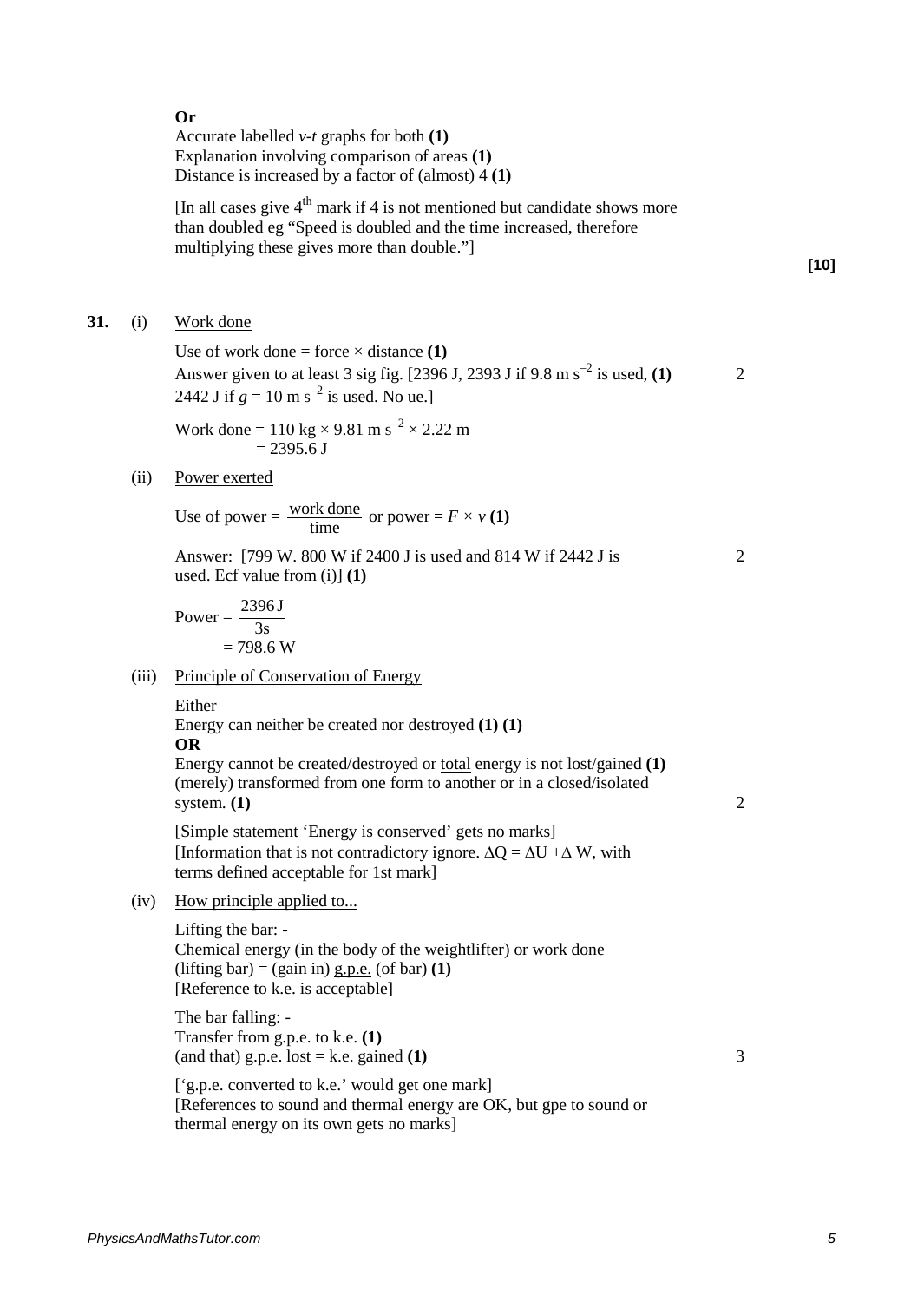**Or**

Accurate labelled *v-t* graphs for both **(1)**
Explanation involving comparison of areas **(1)**
Distance is increased by a factor of (almost) 4 **(1)**

[In all cases give 4th mark if 4 is not mentioned but candidate shows more than doubled eg "Speed is doubled and the time increased, therefore multiplying these gives more than double."]

**[10]**

**31.** (i) Work done

Use of work done = force × distance **(1)**
Answer given to at least 3 sig fig. [2396 J, 2393 J if 9.8 m $s^{-2}$ is used, **(1)** 2442 J if $g = 10$ m $s^{-2}$ is used. No ue.] — 2

Work done = 110 kg × 9.81 m $s^{-2}$ × 2.22 m
= 2395.6 J

(ii) Power exerted

Use of power = $\frac{\text{work done}}{\text{time}}$ or power = $F \times v$ **(1)**

Answer: [799 W. 800 W if 2400 J is used and 814 W if 2442 J is used. Ecf value from (i)] **(1)** — 2

Power = $\frac{2396\,\text{J}}{3\text{s}}$
= 798.6 W

(iii) Principle of Conservation of Energy

Either
Energy can neither be created nor destroyed **(1) (1)**
**OR**
Energy cannot be created/destroyed or total energy is not lost/gained **(1)**
(merely) transformed from one form to another or in a closed/isolated system. **(1)** — 2

[Simple statement 'Energy is conserved' gets no marks]
[Information that is not contradictory ignore. $\Delta Q = \Delta U + \Delta W$, with terms defined acceptable for 1st mark]

(iv) How principle applied to...

Lifting the bar: -
Chemical energy (in the body of the weightlifter) or work done (lifting bar) = (gain in) g.p.e. (of bar) **(1)**
[Reference to k.e. is acceptable]

The bar falling: -
Transfer from g.p.e. to k.e. **(1)**
(and that) g.p.e. lost = k.e. gained **(1)** — 3

['g.p.e. converted to k.e.' would get one mark]
[References to sound and thermal energy are OK, but gpe to sound or thermal energy on its own gets no marks]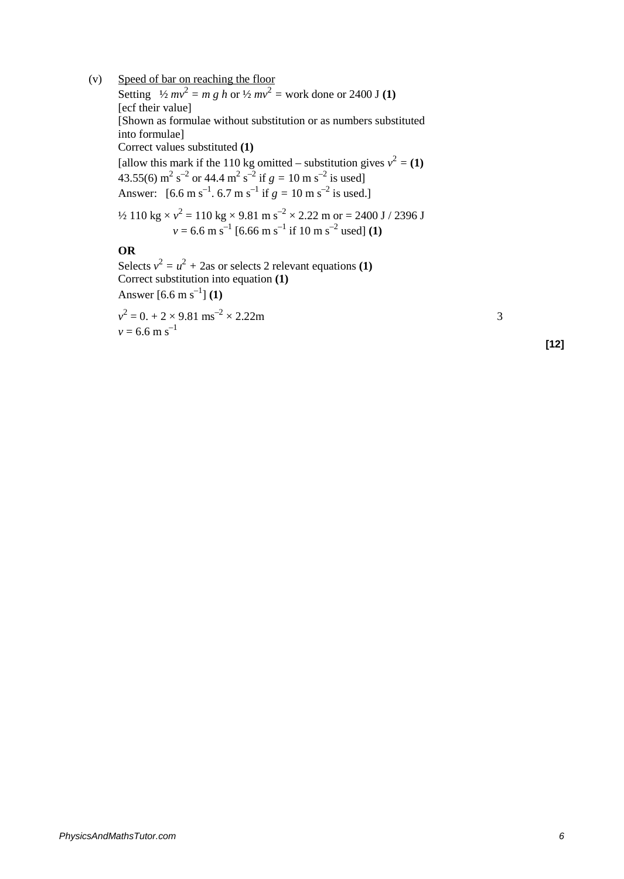(v) Speed of bar on reaching the floor

Setting $\frac{1}{2} mv^2 = m g h$ or $\frac{1}{2} mv^2$ = work done or 2400 J **(1)**

[ecf their value]

[Shown as formulae without substitution or as numbers substituted into formulae]

Correct values substituted **(1)**

[allow this mark if the 110 kg omitted – substitution gives $v^2$ = **(1)** 43.55(6) $m^2 s^{-2}$ or 44.4 $m^2 s^{-2}$ if $g$ = 10 m $s^{-2}$ is used]

Answer: [6.6 m $s^{-1}$. 6.7 m $s^{-1}$ if $g$ = 10 m $s^{-2}$ is used.]

$\frac{1}{2}$ 110 kg × $v^2$ = 110 kg × 9.81 m $s^{-2}$ × 2.22 m or = 2400 J / 2396 J

$v$ = 6.6 m $s^{-1}$ [6.66 m $s^{-1}$ if 10 m $s^{-2}$ used] **(1)**

**OR**

Selects $v^2 = u^2 + 2as$ or selects 2 relevant equations **(1)**

Correct substitution into equation **(1)**

Answer [6.6 m $s^{-1}$] **(1)**

$v^2$ = 0. + 2 × 9.81 $ms^{-2}$ × 2.22m 3

$v$ = 6.6 m $s^{-1}$

**[12]**